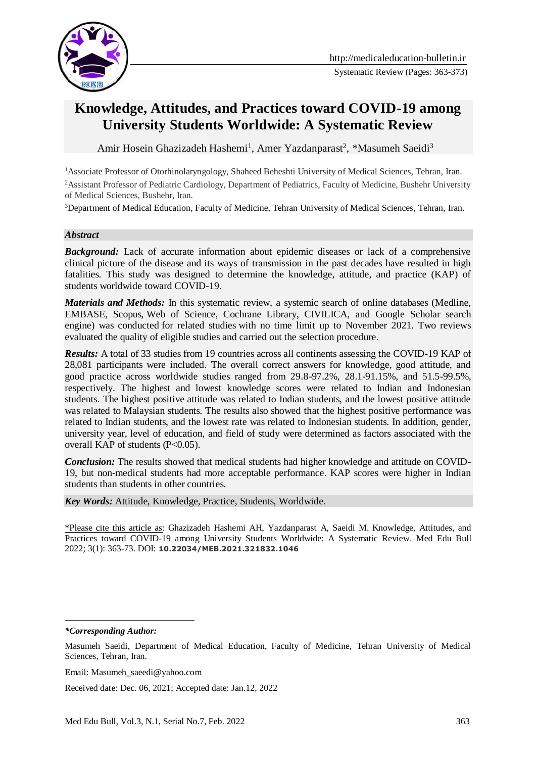# Knowledge, Attitudes, and Practices toward COVID-19 among University Students Worldwide: A Systematic Review

Amir Hosein Ghazizadeh Hashemi[1], Amer Yazdanparast[2], *Masumeh Saeidi[3]

[1]Associate Professor of Otorhinolaryngology, Shaheed Beheshti University of Medical Sciences, Tehran, Iran.

[2]Assistant Professor of Pediatric Cardiology, Department of Pediatrics, Faculty of Medicine, Bushehr University of Medical Sciences, Bushehr, Iran.

[3]Department of Medical Education, Faculty of Medicine, Tehran University of Medical Sciences, Tehran, Iran.

***Abstract***

***Background:*** Lack of accurate information about epidemic diseases or lack of a comprehensive clinical picture of the disease and its ways of transmission in the past decades have resulted in high fatalities. This study was designed to determine the knowledge, attitude, and practice (KAP) of students worldwide toward COVID-19.

***Materials and Methods:*** In this systematic review, a systemic search of online databases (Medline, EMBASE, Scopus, Web of Science, Cochrane Library, CIVILICA, and Google Scholar search engine) was conducted for related studies with no time limit up to November 2021. Two reviews evaluated the quality of eligible studies and carried out the selection procedure.

***Results:*** A total of 33 studies from 19 countries across all continents assessing the COVID-19 KAP of 28,081 participants were included. The overall correct answers for knowledge, good attitude, and good practice across worldwide studies ranged from 29.8-97.2%, 28.1-91.15%, and 51.5-99.5%, respectively. The highest and lowest knowledge scores were related to Indian and Indonesian students. The highest positive attitude was related to Indian students, and the lowest positive attitude was related to Malaysian students. The results also showed that the highest positive performance was related to Indian students, and the lowest rate was related to Indonesian students. In addition, gender, university year, level of education, and field of study were determined as factors associated with the overall KAP of students ($P<0.05$).

***Conclusion:*** The results showed that medical students had higher knowledge and attitude on COVID-19, but non-medical students had more acceptable performance. KAP scores were higher in Indian students than students in other countries.

***Key Words:*** Attitude, Knowledge, Practice, Students, Worldwide.

*Please cite this article as: Ghazizadeh Hashemi AH, Yazdanparast A, Saeidi M. Knowledge, Attitudes, and Practices toward COVID-19 among University Students Worldwide: A Systematic Review. Med Edu Bull 2022; 3(1): 363-73. DOI: **10.22034/MEB.2021.321832.1046**

***Corresponding Author:***

Masumeh Saeidi, Department of Medical Education, Faculty of Medicine, Tehran University of Medical Sciences, Tehran, Iran.

Email: Masumeh_saeedi@yahoo.com

Received date: Dec. 06, 2021; Accepted date: Jan.12, 2022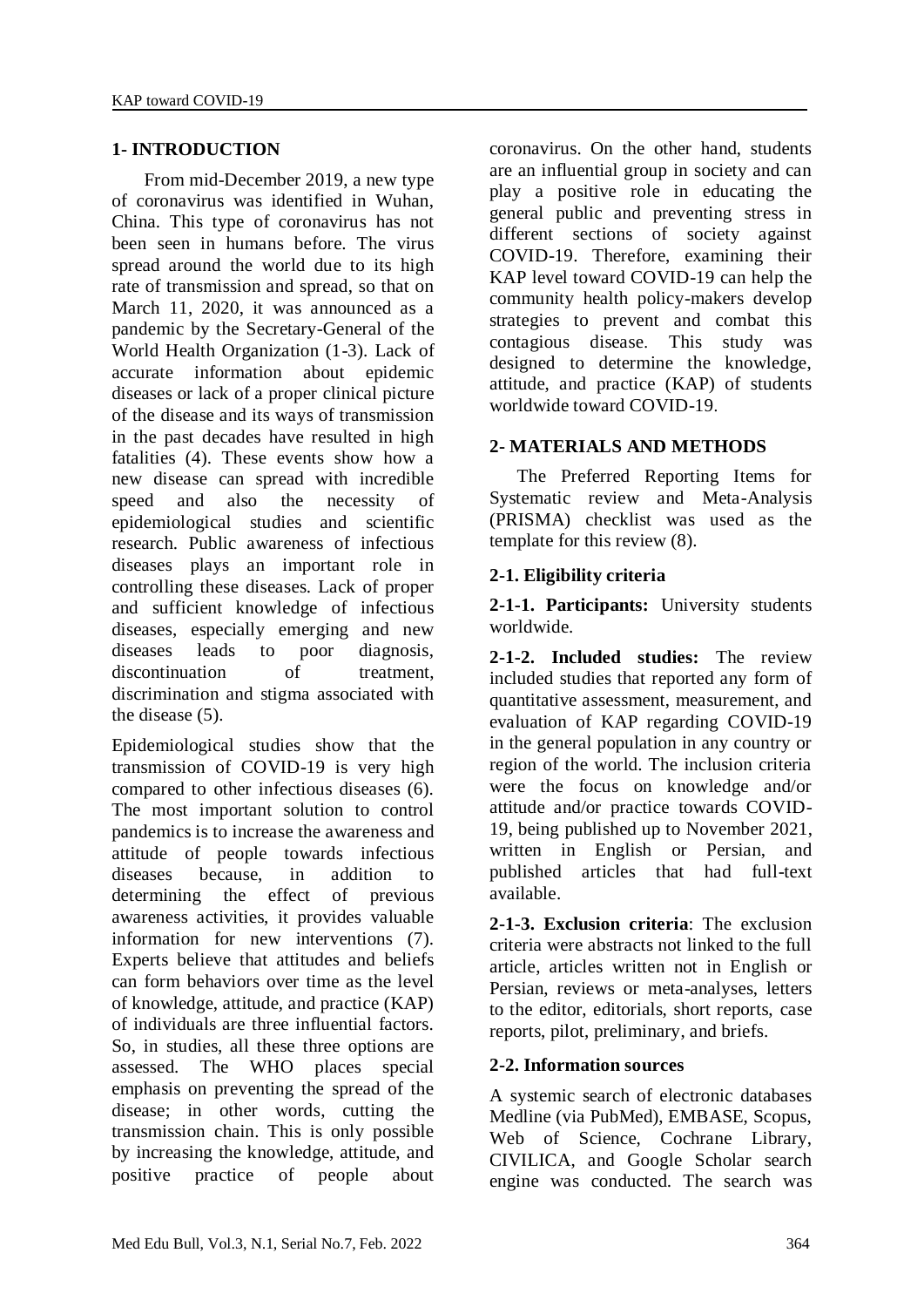## 1- INTRODUCTION

From mid-December 2019, a new type of coronavirus was identified in Wuhan, China. This type of coronavirus has not been seen in humans before. The virus spread around the world due to its high rate of transmission and spread, so that on March 11, 2020, it was announced as a pandemic by the Secretary-General of the World Health Organization (1-3). Lack of accurate information about epidemic diseases or lack of a proper clinical picture of the disease and its ways of transmission in the past decades have resulted in high fatalities (4). These events show how a new disease can spread with incredible speed and also the necessity of epidemiological studies and scientific research. Public awareness of infectious diseases plays an important role in controlling these diseases. Lack of proper and sufficient knowledge of infectious diseases, especially emerging and new diseases leads to poor diagnosis, discontinuation of treatment, discrimination and stigma associated with the disease (5).

Epidemiological studies show that the transmission of COVID-19 is very high compared to other infectious diseases (6). The most important solution to control pandemics is to increase the awareness and attitude of people towards infectious diseases because, in addition to determining the effect of previous awareness activities, it provides valuable information for new interventions (7). Experts believe that attitudes and beliefs can form behaviors over time as the level of knowledge, attitude, and practice (KAP) of individuals are three influential factors. So, in studies, all these three options are assessed. The WHO places special emphasis on preventing the spread of the disease; in other words, cutting the transmission chain. This is only possible by increasing the knowledge, attitude, and positive practice of people about coronavirus. On the other hand, students are an influential group in society and can play a positive role in educating the general public and preventing stress in different sections of society against COVID-19. Therefore, examining their KAP level toward COVID-19 can help the community health policy-makers develop strategies to prevent and combat this contagious disease. This study was designed to determine the knowledge, attitude, and practice (KAP) of students worldwide toward COVID-19.

## 2- MATERIALS AND METHODS

The Preferred Reporting Items for Systematic review and Meta-Analysis (PRISMA) checklist was used as the template for this review (8).

### 2-1. Eligibility criteria

**2-1-1. Participants:** University students worldwide.

**2-1-2. Included studies:** The review included studies that reported any form of quantitative assessment, measurement, and evaluation of KAP regarding COVID-19 in the general population in any country or region of the world. The inclusion criteria were the focus on knowledge and/or attitude and/or practice towards COVID-19, being published up to November 2021, written in English or Persian, and published articles that had full-text available.

**2-1-3. Exclusion criteria**: The exclusion criteria were abstracts not linked to the full article, articles written not in English or Persian, reviews or meta-analyses, letters to the editor, editorials, short reports, case reports, pilot, preliminary, and briefs.

### 2-2. Information sources

A systemic search of electronic databases Medline (via PubMed), EMBASE, Scopus, Web of Science, Cochrane Library, CIVILICA, and Google Scholar search engine was conducted. The search was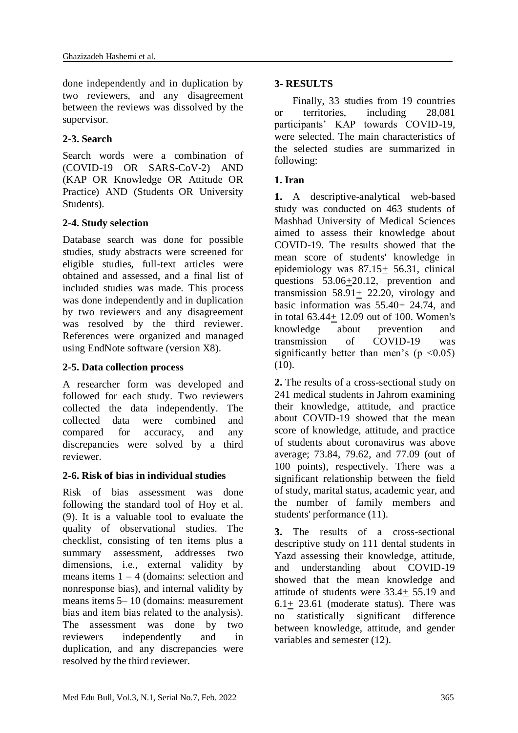done independently and in duplication by two reviewers, and any disagreement between the reviews was dissolved by the supervisor.

### 2-3. Search

Search words were a combination of (COVID-19 OR SARS-CoV-2) AND (KAP OR Knowledge OR Attitude OR Practice) AND (Students OR University Students).

### 2-4. Study selection

Database search was done for possible studies, study abstracts were screened for eligible studies, full-text articles were obtained and assessed, and a final list of included studies was made. This process was done independently and in duplication by two reviewers and any disagreement was resolved by the third reviewer. References were organized and managed using EndNote software (version X8).

### 2-5. Data collection process

A researcher form was developed and followed for each study. Two reviewers collected the data independently. The collected data were combined and compared for accuracy, and any discrepancies were solved by a third reviewer.

### 2-6. Risk of bias in individual studies

Risk of bias assessment was done following the standard tool of Hoy et al. (9). It is a valuable tool to evaluate the quality of observational studies. The checklist, consisting of ten items plus a summary assessment, addresses two dimensions, i.e., external validity by means items 1 – 4 (domains: selection and nonresponse bias), and internal validity by means items 5– 10 (domains: measurement bias and item bias related to the analysis). The assessment was done by two reviewers independently and in duplication, and any discrepancies were resolved by the third reviewer.

## 3- RESULTS

Finally, 33 studies from 19 countries or territories, including 28,081 participants' KAP towards COVID-19, were selected. The main characteristics of the selected studies are summarized in following:

### 1. Iran

**1.** A descriptive-analytical web-based study was conducted on 463 students of Mashhad University of Medical Sciences aimed to assess their knowledge about COVID-19. The results showed that the mean score of students' knowledge in epidemiology was 87.15± 56.31, clinical questions 53.06±20.12, prevention and transmission 58.91± 22.20, virology and basic information was 55.40± 24.74, and in total 63.44± 12.09 out of 100. Women's knowledge about prevention and transmission of COVID-19 was significantly better than men's ($p < 0.05$) (10).

**2.** The results of a cross-sectional study on 241 medical students in Jahrom examining their knowledge, attitude, and practice about COVID-19 showed that the mean score of knowledge, attitude, and practice of students about coronavirus was above average; 73.84, 79.62, and 77.09 (out of 100 points), respectively. There was a significant relationship between the field of study, marital status, academic year, and the number of family members and students' performance (11).

**3.** The results of a cross-sectional descriptive study on 111 dental students in Yazd assessing their knowledge, attitude, and understanding about COVID-19 showed that the mean knowledge and attitude of students were 33.4± 55.19 and 6.1± 23.61 (moderate status). There was no statistically significant difference between knowledge, attitude, and gender variables and semester (12).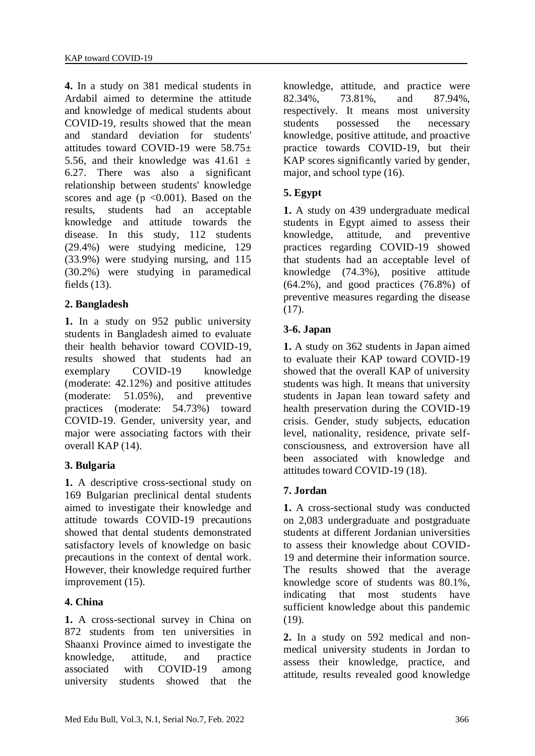**4.** In a study on 381 medical students in Ardabil aimed to determine the attitude and knowledge of medical students about COVID-19, results showed that the mean and standard deviation for students' attitudes toward COVID-19 were 58.75± 5.56, and their knowledge was 41.61 ± 6.27. There was also a significant relationship between students' knowledge scores and age ($p < 0.001$). Based on the results, students had an acceptable knowledge and attitude towards the disease. In this study, 112 students (29.4%) were studying medicine, 129 (33.9%) were studying nursing, and 115 (30.2%) were studying in paramedical fields (13).

### 2. Bangladesh

**1.** In a study on 952 public university students in Bangladesh aimed to evaluate their health behavior toward COVID-19, results showed that students had an exemplary COVID-19 knowledge (moderate: 42.12%) and positive attitudes (moderate: 51.05%), and preventive practices (moderate: 54.73%) toward COVID-19. Gender, university year, and major were associating factors with their overall KAP (14).

### 3. Bulgaria

**1.** A descriptive cross-sectional study on 169 Bulgarian preclinical dental students aimed to investigate their knowledge and attitude towards COVID-19 precautions showed that dental students demonstrated satisfactory levels of knowledge on basic precautions in the context of dental work. However, their knowledge required further improvement (15).

### 4. China

**1.** A cross-sectional survey in China on 872 students from ten universities in Shaanxi Province aimed to investigate the knowledge, attitude, and practice associated with COVID-19 among university students showed that the knowledge, attitude, and practice were 82.34%, 73.81%, and 87.94%, respectively. It means most university students possessed the necessary knowledge, positive attitude, and proactive practice towards COVID-19, but their KAP scores significantly varied by gender, major, and school type (16).

### 5. Egypt

**1.** A study on 439 undergraduate medical students in Egypt aimed to assess their knowledge, attitude, and preventive practices regarding COVID-19 showed that students had an acceptable level of knowledge (74.3%), positive attitude (64.2%), and good practices (76.8%) of preventive measures regarding the disease (17).

### 3-6. Japan

**1.** A study on 362 students in Japan aimed to evaluate their KAP toward COVID-19 showed that the overall KAP of university students was high. It means that university students in Japan lean toward safety and health preservation during the COVID-19 crisis. Gender, study subjects, education level, nationality, residence, private self-consciousness, and extroversion have all been associated with knowledge and attitudes toward COVID-19 (18).

### 7. Jordan

**1.** A cross-sectional study was conducted on 2,083 undergraduate and postgraduate students at different Jordanian universities to assess their knowledge about COVID-19 and determine their information source. The results showed that the average knowledge score of students was 80.1%, indicating that most students have sufficient knowledge about this pandemic (19).

**2.** In a study on 592 medical and non-medical university students in Jordan to assess their knowledge, practice, and attitude, results revealed good knowledge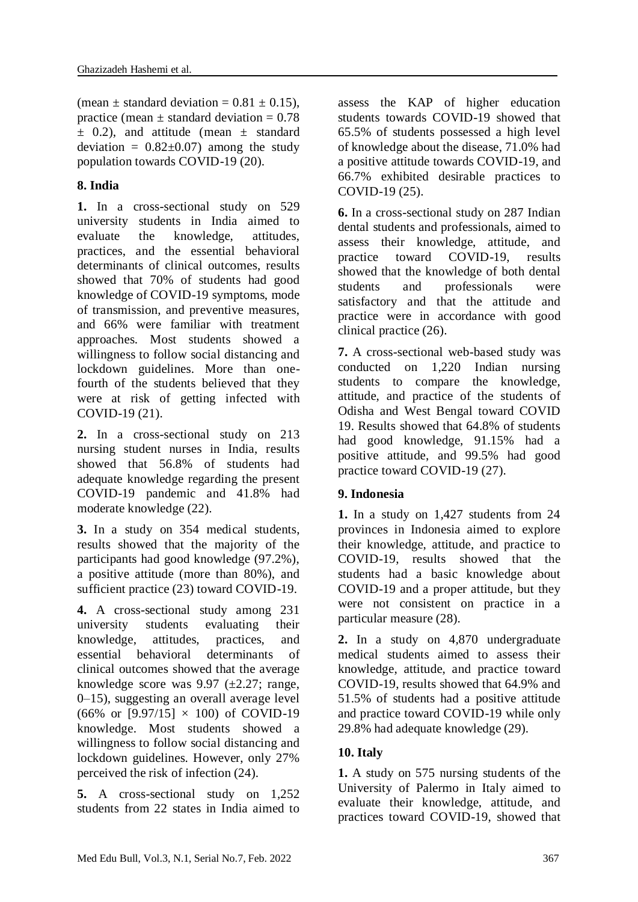(mean ± standard deviation = 0.81 ± 0.15), practice (mean ± standard deviation = 0.78 ± 0.2), and attitude (mean ± standard deviation = 0.82±0.07) among the study population towards COVID-19 (20).

### 8. India

**1.** In a cross-sectional study on 529 university students in India aimed to evaluate the knowledge, attitudes, practices, and the essential behavioral determinants of clinical outcomes, results showed that 70% of students had good knowledge of COVID-19 symptoms, mode of transmission, and preventive measures, and 66% were familiar with treatment approaches. Most students showed a willingness to follow social distancing and lockdown guidelines. More than one-fourth of the students believed that they were at risk of getting infected with COVID-19 (21).

**2.** In a cross-sectional study on 213 nursing student nurses in India, results showed that 56.8% of students had adequate knowledge regarding the present COVID-19 pandemic and 41.8% had moderate knowledge (22).

**3.** In a study on 354 medical students, results showed that the majority of the participants had good knowledge (97.2%), a positive attitude (more than 80%), and sufficient practice (23) toward COVID-19.

**4.** A cross-sectional study among 231 university students evaluating their knowledge, attitudes, practices, and essential behavioral determinants of clinical outcomes showed that the average knowledge score was 9.97 (±2.27; range, 0–15), suggesting an overall average level (66% or $[9.97/15] \times 100$) of COVID-19 knowledge. Most students showed a willingness to follow social distancing and lockdown guidelines. However, only 27% perceived the risk of infection (24).

**5.** A cross-sectional study on 1,252 students from 22 states in India aimed to assess the KAP of higher education students towards COVID-19 showed that 65.5% of students possessed a high level of knowledge about the disease, 71.0% had a positive attitude towards COVID-19, and 66.7% exhibited desirable practices to COVID-19 (25).

**6.** In a cross-sectional study on 287 Indian dental students and professionals, aimed to assess their knowledge, attitude, and practice toward COVID-19, results showed that the knowledge of both dental students and professionals were satisfactory and that the attitude and practice were in accordance with good clinical practice (26).

**7.** A cross-sectional web-based study was conducted on 1,220 Indian nursing students to compare the knowledge, attitude, and practice of the students of Odisha and West Bengal toward COVID 19. Results showed that 64.8% of students had good knowledge, 91.15% had a positive attitude, and 99.5% had good practice toward COVID-19 (27).

### 9. Indonesia

**1.** In a study on 1,427 students from 24 provinces in Indonesia aimed to explore their knowledge, attitude, and practice to COVID-19, results showed that the students had a basic knowledge about COVID-19 and a proper attitude, but they were not consistent on practice in a particular measure (28).

**2.** In a study on 4,870 undergraduate medical students aimed to assess their knowledge, attitude, and practice toward COVID-19, results showed that 64.9% and 51.5% of students had a positive attitude and practice toward COVID-19 while only 29.8% had adequate knowledge (29).

### 10. Italy

**1.** A study on 575 nursing students of the University of Palermo in Italy aimed to evaluate their knowledge, attitude, and practices toward COVID-19, showed that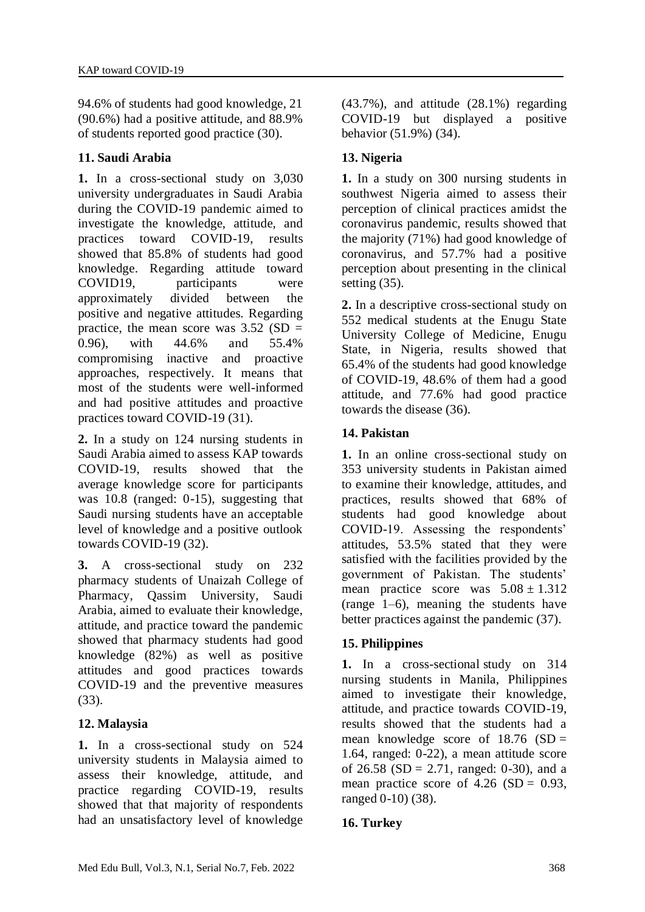94.6% of students had good knowledge, 21 (90.6%) had a positive attitude, and 88.9% of students reported good practice (30).

### 11. Saudi Arabia

**1.** In a cross-sectional study on 3,030 university undergraduates in Saudi Arabia during the COVID-19 pandemic aimed to investigate the knowledge, attitude, and practices toward COVID-19, results showed that 85.8% of students had good knowledge. Regarding attitude toward COVID19, participants were approximately divided between the positive and negative attitudes. Regarding practice, the mean score was 3.52 (SD = 0.96), with 44.6% and 55.4% compromising inactive and proactive approaches, respectively. It means that most of the students were well-informed and had positive attitudes and proactive practices toward COVID-19 (31).

**2.** In a study on 124 nursing students in Saudi Arabia aimed to assess KAP towards COVID-19, results showed that the average knowledge score for participants was 10.8 (ranged: 0-15), suggesting that Saudi nursing students have an acceptable level of knowledge and a positive outlook towards COVID-19 (32).

**3.** A cross-sectional study on 232 pharmacy students of Unaizah College of Pharmacy, Qassim University, Saudi Arabia, aimed to evaluate their knowledge, attitude, and practice toward the pandemic showed that pharmacy students had good knowledge (82%) as well as positive attitudes and good practices towards COVID-19 and the preventive measures (33).

### 12. Malaysia

**1.** In a cross-sectional study on 524 university students in Malaysia aimed to assess their knowledge, attitude, and practice regarding COVID-19, results showed that that majority of respondents had an unsatisfactory level of knowledge (43.7%), and attitude (28.1%) regarding COVID-19 but displayed a positive behavior (51.9%) (34).

### 13. Nigeria

**1.** In a study on 300 nursing students in southwest Nigeria aimed to assess their perception of clinical practices amidst the coronavirus pandemic, results showed that the majority (71%) had good knowledge of coronavirus, and 57.7% had a positive perception about presenting in the clinical setting (35).

**2.** In a descriptive cross-sectional study on 552 medical students at the Enugu State University College of Medicine, Enugu State, in Nigeria, results showed that 65.4% of the students had good knowledge of COVID-19, 48.6% of them had a good attitude, and 77.6% had good practice towards the disease (36).

### 14. Pakistan

**1.** In an online cross-sectional study on 353 university students in Pakistan aimed to examine their knowledge, attitudes, and practices, results showed that 68% of students had good knowledge about COVID-19. Assessing the respondents' attitudes, 53.5% stated that they were satisfied with the facilities provided by the government of Pakistan. The students' mean practice score was $5.08 \pm 1.312$ (range 1–6), meaning the students have better practices against the pandemic (37).

### 15. Philippines

**1.** In a cross-sectional study on 314 nursing students in Manila, Philippines aimed to investigate their knowledge, attitude, and practice towards COVID-19, results showed that the students had a mean knowledge score of 18.76 (SD = 1.64, ranged: 0-22), a mean attitude score of 26.58 (SD = 2.71, ranged: 0-30), and a mean practice score of 4.26 (SD = 0.93, ranged 0-10) (38).

### 16. Turkey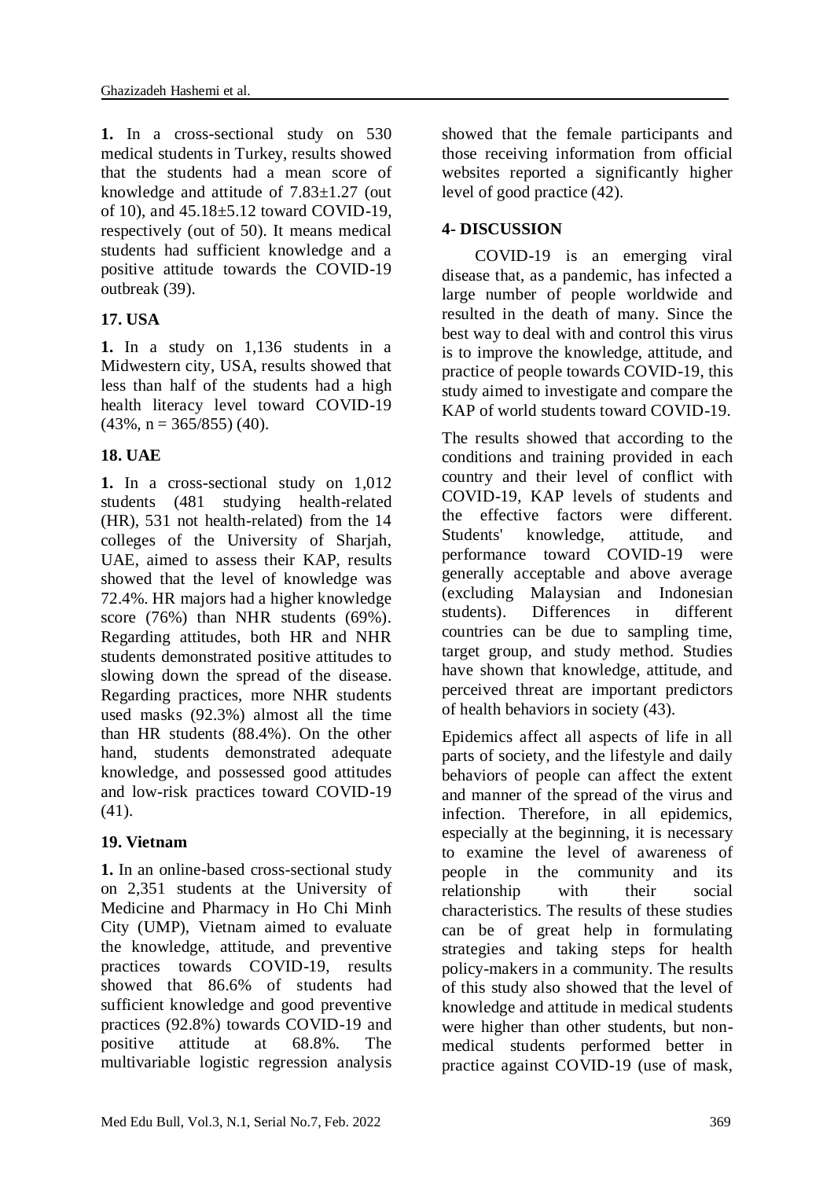**1.** In a cross-sectional study on 530 medical students in Turkey, results showed that the students had a mean score of knowledge and attitude of 7.83±1.27 (out of 10), and 45.18±5.12 toward COVID-19, respectively (out of 50). It means medical students had sufficient knowledge and a positive attitude towards the COVID-19 outbreak (39).

### 17. USA

**1.** In a study on 1,136 students in a Midwestern city, USA, results showed that less than half of the students had a high health literacy level toward COVID-19 (43%, n = 365/855) (40).

### 18. UAE

**1.** In a cross-sectional study on 1,012 students (481 studying health-related (HR), 531 not health-related) from the 14 colleges of the University of Sharjah, UAE, aimed to assess their KAP, results showed that the level of knowledge was 72.4%. HR majors had a higher knowledge score (76%) than NHR students (69%). Regarding attitudes, both HR and NHR students demonstrated positive attitudes to slowing down the spread of the disease. Regarding practices, more NHR students used masks (92.3%) almost all the time than HR students (88.4%). On the other hand, students demonstrated adequate knowledge, and possessed good attitudes and low-risk practices toward COVID-19 (41).

### 19. Vietnam

**1.** In an online-based cross-sectional study on 2,351 students at the University of Medicine and Pharmacy in Ho Chi Minh City (UMP), Vietnam aimed to evaluate the knowledge, attitude, and preventive practices towards COVID-19, results showed that 86.6% of students had sufficient knowledge and good preventive practices (92.8%) towards COVID-19 and positive attitude at 68.8%. The multivariable logistic regression analysis showed that the female participants and those receiving information from official websites reported a significantly higher level of good practice (42).

## 4- DISCUSSION

COVID-19 is an emerging viral disease that, as a pandemic, has infected a large number of people worldwide and resulted in the death of many. Since the best way to deal with and control this virus is to improve the knowledge, attitude, and practice of people towards COVID-19, this study aimed to investigate and compare the KAP of world students toward COVID-19.

The results showed that according to the conditions and training provided in each country and their level of conflict with COVID-19, KAP levels of students and the effective factors were different. Students' knowledge, attitude, and performance toward COVID-19 were generally acceptable and above average (excluding Malaysian and Indonesian students). Differences in different countries can be due to sampling time, target group, and study method. Studies have shown that knowledge, attitude, and perceived threat are important predictors of health behaviors in society (43).

Epidemics affect all aspects of life in all parts of society, and the lifestyle and daily behaviors of people can affect the extent and manner of the spread of the virus and infection. Therefore, in all epidemics, especially at the beginning, it is necessary to examine the level of awareness of people in the community and its relationship with their social characteristics. The results of these studies can be of great help in formulating strategies and taking steps for health policy-makers in a community. The results of this study also showed that the level of knowledge and attitude in medical students were higher than other students, but non-medical students performed better in practice against COVID-19 (use of mask,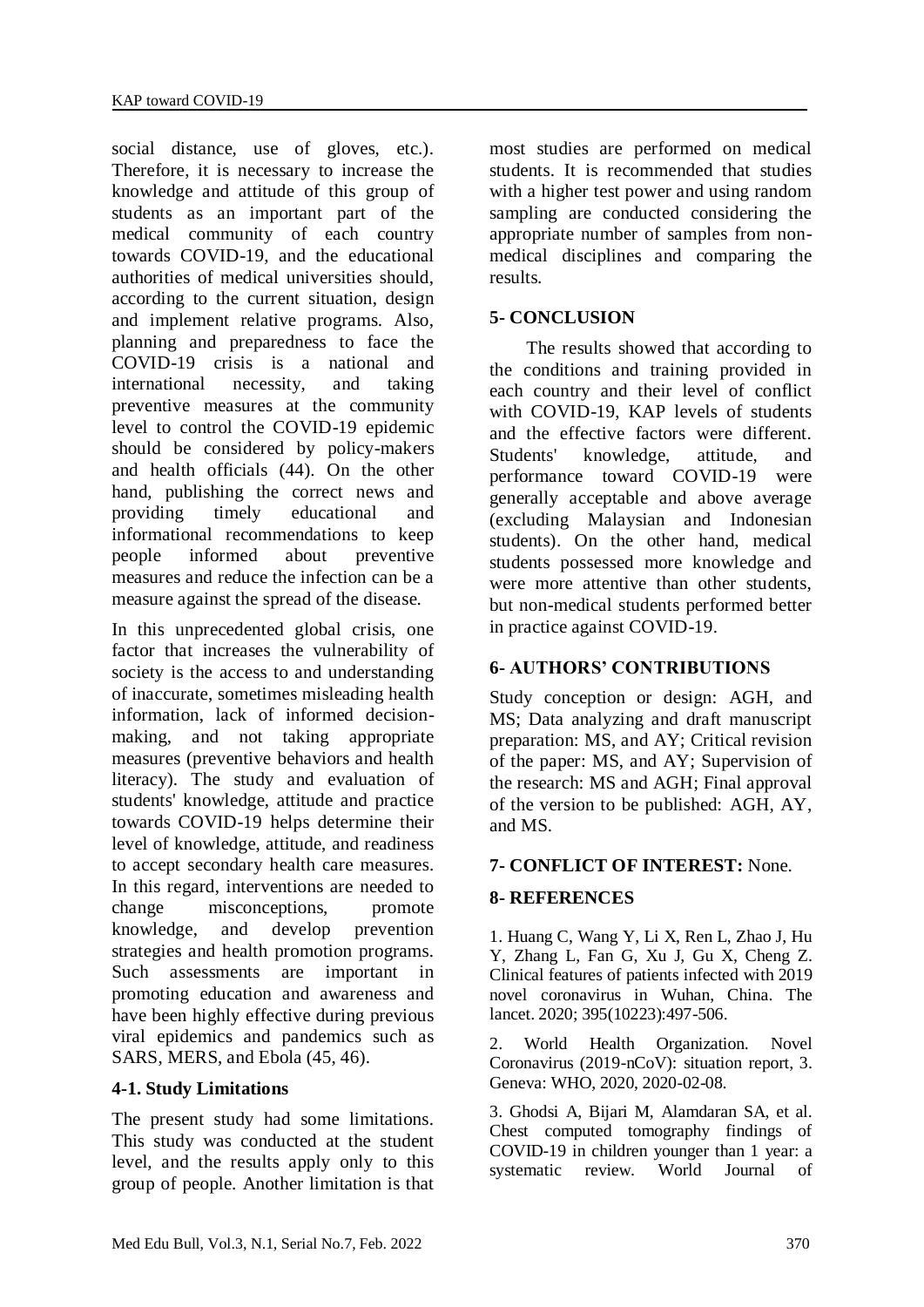social distance, use of gloves, etc.). Therefore, it is necessary to increase the knowledge and attitude of this group of students as an important part of the medical community of each country towards COVID-19, and the educational authorities of medical universities should, according to the current situation, design and implement relative programs. Also, planning and preparedness to face the COVID-19 crisis is a national and international necessity, and taking preventive measures at the community level to control the COVID-19 epidemic should be considered by policy-makers and health officials (44). On the other hand, publishing the correct news and providing timely educational and informational recommendations to keep people informed about preventive measures and reduce the infection can be a measure against the spread of the disease.

In this unprecedented global crisis, one factor that increases the vulnerability of society is the access to and understanding of inaccurate, sometimes misleading health information, lack of informed decision-making, and not taking appropriate measures (preventive behaviors and health literacy). The study and evaluation of students' knowledge, attitude and practice towards COVID-19 helps determine their level of knowledge, attitude, and readiness to accept secondary health care measures. In this regard, interventions are needed to change misconceptions, promote knowledge, and develop prevention strategies and health promotion programs. Such assessments are important in promoting education and awareness and have been highly effective during previous viral epidemics and pandemics such as SARS, MERS, and Ebola (45, 46).

### 4-1. Study Limitations

The present study had some limitations. This study was conducted at the student level, and the results apply only to this group of people. Another limitation is that most studies are performed on medical students. It is recommended that studies with a higher test power and using random sampling are conducted considering the appropriate number of samples from non-medical disciplines and comparing the results.

## 5- CONCLUSION

The results showed that according to the conditions and training provided in each country and their level of conflict with COVID-19, KAP levels of students and the effective factors were different. Students' knowledge, attitude, and performance toward COVID-19 were generally acceptable and above average (excluding Malaysian and Indonesian students). On the other hand, medical students possessed more knowledge and were more attentive than other students, but non-medical students performed better in practice against COVID-19.

## 6- AUTHORS' CONTRIBUTIONS

Study conception or design: AGH, and MS; Data analyzing and draft manuscript preparation: MS, and AY; Critical revision of the paper: MS, and AY; Supervision of the research: MS and AGH; Final approval of the version to be published: AGH, AY, and MS.

## 7- CONFLICT OF INTEREST: None.

## 8- REFERENCES

1. Huang C, Wang Y, Li X, Ren L, Zhao J, Hu Y, Zhang L, Fan G, Xu J, Gu X, Cheng Z. Clinical features of patients infected with 2019 novel coronavirus in Wuhan, China. The lancet. 2020; 395(10223):497-506.

2. World Health Organization. Novel Coronavirus (2019-nCoV): situation report, 3. Geneva: WHO, 2020, 2020-02-08.

3. Ghodsi A, Bijari M, Alamdaran SA, et al. Chest computed tomography findings of COVID-19 in children younger than 1 year: a systematic review. World Journal of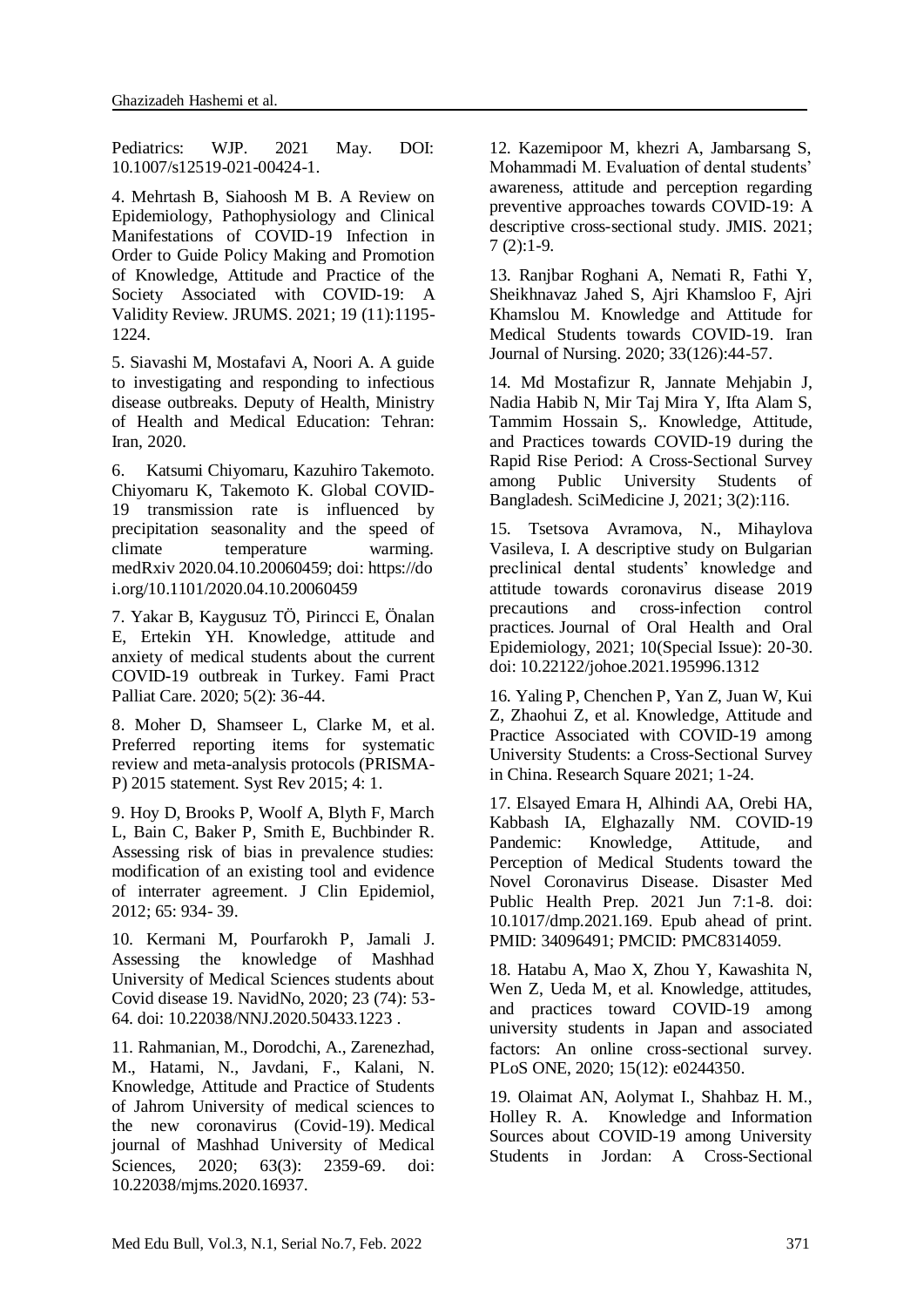Pediatrics: WJP. 2021 May. DOI: 10.1007/s12519-021-00424-1.

4. Mehrtash B, Siahoosh M B. A Review on Epidemiology, Pathophysiology and Clinical Manifestations of COVID-19 Infection in Order to Guide Policy Making and Promotion of Knowledge, Attitude and Practice of the Society Associated with COVID-19: A Validity Review. JRUMS. 2021; 19 (11):1195-1224.

5. Siavashi M, Mostafavi A, Noori A. A guide to investigating and responding to infectious disease outbreaks. Deputy of Health, Ministry of Health and Medical Education: Tehran: Iran, 2020.

6. Katsumi Chiyomaru, Kazuhiro Takemoto. Chiyomaru K, Takemoto K. Global COVID-19 transmission rate is influenced by precipitation seasonality and the speed of climate temperature warming. medRxiv 2020.04.10.20060459; doi: https://doi.org/10.1101/2020.04.10.20060459

7. Yakar B, Kaygusuz TÖ, Pirincci E, Önalan E, Ertekin YH. Knowledge, attitude and anxiety of medical students about the current COVID-19 outbreak in Turkey. Fami Pract Palliat Care. 2020; 5(2): 36-44.

8. Moher D, Shamseer L, Clarke M, et al. Preferred reporting items for systematic review and meta-analysis protocols (PRISMA-P) 2015 statement. Syst Rev 2015; 4: 1.

9. Hoy D, Brooks P, Woolf A, Blyth F, March L, Bain C, Baker P, Smith E, Buchbinder R. Assessing risk of bias in prevalence studies: modification of an existing tool and evidence of interrater agreement. J Clin Epidemiol, 2012; 65: 934- 39.

10. Kermani M, Pourfarokh P, Jamali J. Assessing the knowledge of Mashhad University of Medical Sciences students about Covid disease 19. NavidNo, 2020; 23 (74): 53-64. doi: 10.22038/NNJ.2020.50433.1223 .

11. Rahmanian, M., Dorodchi, A., Zarenezhad, M., Hatami, N., Javdani, F., Kalani, N. Knowledge, Attitude and Practice of Students of Jahrom University of medical sciences to the new coronavirus (Covid-19). Medical journal of Mashhad University of Medical Sciences, 2020; 63(3): 2359-69. doi: 10.22038/mjms.2020.16937.

12. Kazemipoor M, khezri A, Jambarsang S, Mohammadi M. Evaluation of dental students' awareness, attitude and perception regarding preventive approaches towards COVID-19: A descriptive cross-sectional study. JMIS. 2021; 7 (2):1-9.

13. Ranjbar Roghani A, Nemati R, Fathi Y, Sheikhnavaz Jahed S, Ajri Khamsloo F, Ajri Khamslou M. Knowledge and Attitude for Medical Students towards COVID-19. Iran Journal of Nursing. 2020; 33(126):44-57.

14. Md Mostafizur R, Jannate Mehjabin J, Nadia Habib N, Mir Taj Mira Y, Ifta Alam S, Tammim Hossain S,. Knowledge, Attitude, and Practices towards COVID-19 during the Rapid Rise Period: A Cross-Sectional Survey among Public University Students of Bangladesh. SciMedicine J, 2021; 3(2):116.

15. Tsetsova Avramova, N., Mihaylova Vasileva, I. A descriptive study on Bulgarian preclinical dental students' knowledge and attitude towards coronavirus disease 2019 precautions and cross-infection control practices. Journal of Oral Health and Oral Epidemiology, 2021; 10(Special Issue): 20-30. doi: 10.22122/johoe.2021.195996.1312

16. Yaling P, Chenchen P, Yan Z, Juan W, Kui Z, Zhaohui Z, et al. Knowledge, Attitude and Practice Associated with COVID-19 among University Students: a Cross-Sectional Survey in China. Research Square 2021; 1-24.

17. Elsayed Emara H, Alhindi AA, Orebi HA, Kabbash IA, Elghazally NM. COVID-19 Pandemic: Knowledge, Attitude, and Perception of Medical Students toward the Novel Coronavirus Disease. Disaster Med Public Health Prep. 2021 Jun 7:1-8. doi: 10.1017/dmp.2021.169. Epub ahead of print. PMID: 34096491; PMCID: PMC8314059.

18. Hatabu A, Mao X, Zhou Y, Kawashita N, Wen Z, Ueda M, et al. Knowledge, attitudes, and practices toward COVID-19 among university students in Japan and associated factors: An online cross-sectional survey. PLoS ONE, 2020; 15(12): e0244350.

19. Olaimat AN, Aolymat I., Shahbaz H. M., Holley R. A. Knowledge and Information Sources about COVID-19 among University Students in Jordan: A Cross-Sectional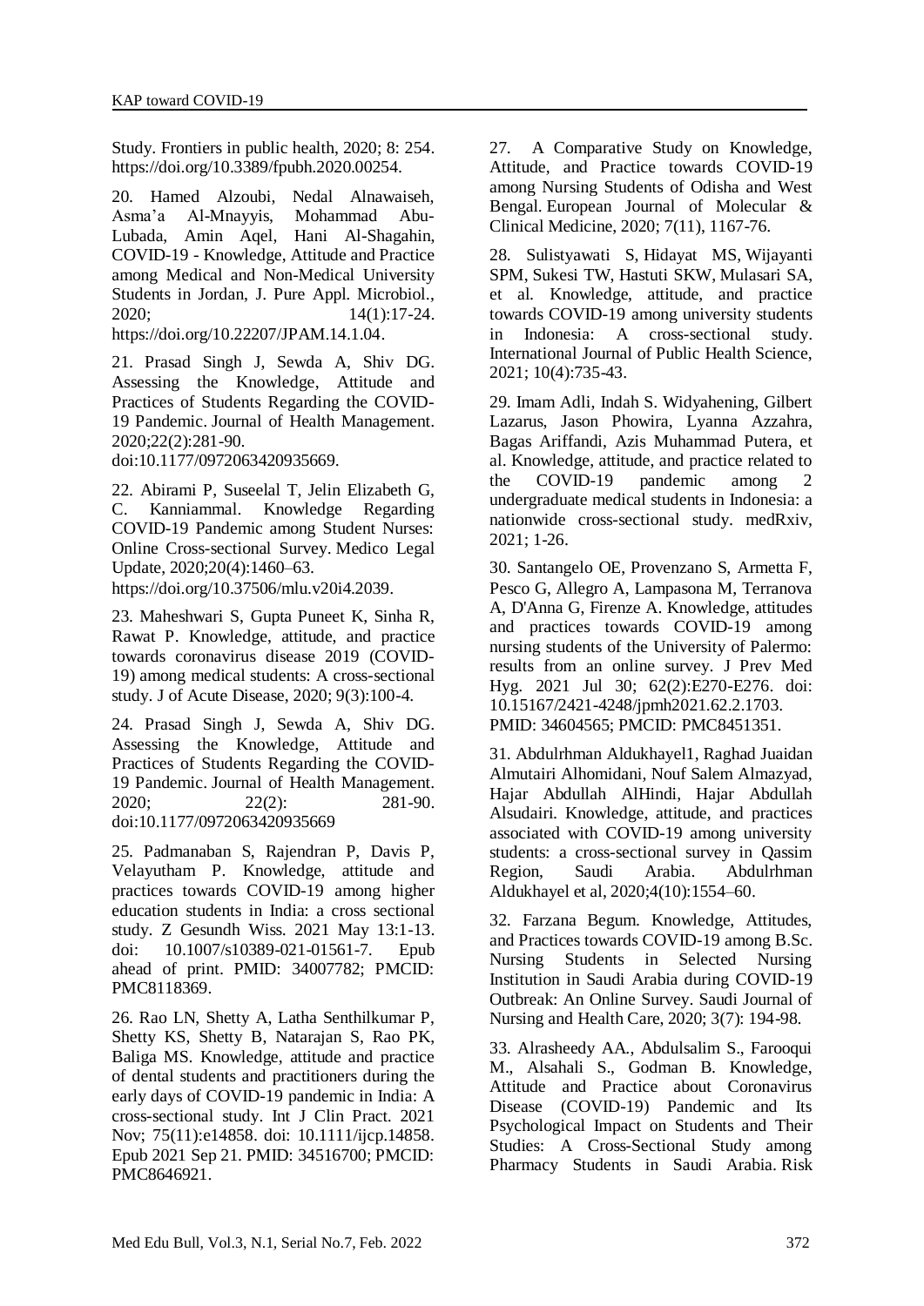Study. Frontiers in public health, 2020; 8: 254. https://doi.org/10.3389/fpubh.2020.00254.

20. Hamed Alzoubi, Nedal Alnawaiseh, Asma'a Al-Mnayyis, Mohammad Abu-Lubada, Amin Aqel, Hani Al-Shagahin, COVID-19 - Knowledge, Attitude and Practice among Medical and Non-Medical University Students in Jordan, J. Pure Appl. Microbiol., 2020; 14(1):17-24. https://doi.org/10.22207/JPAM.14.1.04.

21. Prasad Singh J, Sewda A, Shiv DG. Assessing the Knowledge, Attitude and Practices of Students Regarding the COVID-19 Pandemic. Journal of Health Management. 2020;22(2):281-90. doi:10.1177/0972063420935669.

22. Abirami P, Suseelal T, Jelin Elizabeth G, C. Kanniammal. Knowledge Regarding COVID-19 Pandemic among Student Nurses: Online Cross-sectional Survey. Medico Legal Update, 2020;20(4):1460–63. https://doi.org/10.37506/mlu.v20i4.2039.

23. Maheshwari S, Gupta Puneet K, Sinha R, Rawat P. Knowledge, attitude, and practice towards coronavirus disease 2019 (COVID-19) among medical students: A cross-sectional study. J of Acute Disease, 2020; 9(3):100-4.

24. Prasad Singh J, Sewda A, Shiv DG. Assessing the Knowledge, Attitude and Practices of Students Regarding the COVID-19 Pandemic. Journal of Health Management. 2020; 22(2): 281-90. doi:10.1177/0972063420935669

25. Padmanaban S, Rajendran P, Davis P, Velayutham P. Knowledge, attitude and practices towards COVID-19 among higher education students in India: a cross sectional study. Z Gesundh Wiss. 2021 May 13:1-13. doi: 10.1007/s10389-021-01561-7. Epub ahead of print. PMID: 34007782; PMCID: PMC8118369.

26. Rao LN, Shetty A, Latha Senthilkumar P, Shetty KS, Shetty B, Natarajan S, Rao PK, Baliga MS. Knowledge, attitude and practice of dental students and practitioners during the early days of COVID-19 pandemic in India: A cross-sectional study. Int J Clin Pract. 2021 Nov; 75(11):e14858. doi: 10.1111/ijcp.14858. Epub 2021 Sep 21. PMID: 34516700; PMCID: PMC8646921.

27. A Comparative Study on Knowledge, Attitude, and Practice towards COVID-19 among Nursing Students of Odisha and West Bengal. European Journal of Molecular & Clinical Medicine, 2020; 7(11), 1167-76.

28. Sulistyawati S, Hidayat MS, Wijayanti SPM, Sukesi TW, Hastuti SKW, Mulasari SA, et al. Knowledge, attitude, and practice towards COVID-19 among university students in Indonesia: A cross-sectional study. International Journal of Public Health Science, 2021; 10(4):735-43.

29. Imam Adli, Indah S. Widyahening, Gilbert Lazarus, Jason Phowira, Lyanna Azzahra, Bagas Ariffandi, Azis Muhammad Putera, et al. Knowledge, attitude, and practice related to the COVID-19 pandemic among 2 undergraduate medical students in Indonesia: a nationwide cross-sectional study. medRxiv, 2021; 1-26.

30. Santangelo OE, Provenzano S, Armetta F, Pesco G, Allegro A, Lampasona M, Terranova A, D'Anna G, Firenze A. Knowledge, attitudes and practices towards COVID-19 among nursing students of the University of Palermo: results from an online survey. J Prev Med Hyg. 2021 Jul 30; 62(2):E270-E276. doi: 10.15167/2421-4248/jpmh2021.62.2.1703. PMID: 34604565; PMCID: PMC8451351.

31. Abdulrhman Aldukhayel1, Raghad Juaidan Almutairi Alhomidani, Nouf Salem Almazyad, Hajar Abdullah AlHindi, Hajar Abdullah Alsudairi. Knowledge, attitude, and practices associated with COVID-19 among university students: a cross-sectional survey in Qassim Region, Saudi Arabia. Abdulrhman Aldukhayel et al, 2020;4(10):1554–60.

32. Farzana Begum. Knowledge, Attitudes, and Practices towards COVID-19 among B.Sc. Nursing Students in Selected Nursing Institution in Saudi Arabia during COVID-19 Outbreak: An Online Survey. Saudi Journal of Nursing and Health Care, 2020; 3(7): 194-98.

33. Alrasheedy AA., Abdulsalim S., Farooqui M., Alsahali S., Godman B. Knowledge, Attitude and Practice about Coronavirus Disease (COVID-19) Pandemic and Its Psychological Impact on Students and Their Studies: A Cross-Sectional Study among Pharmacy Students in Saudi Arabia. Risk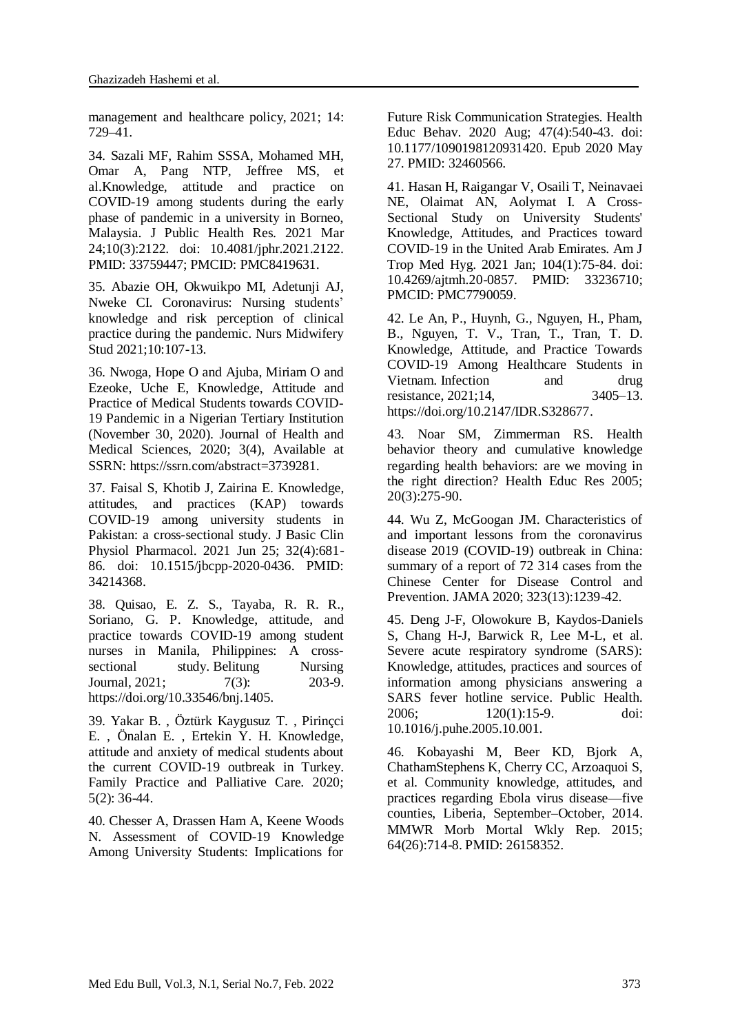management and healthcare policy, 2021; 14: 729–41.

34. Sazali MF, Rahim SSSA, Mohamed MH, Omar A, Pang NTP, Jeffree MS, et al.Knowledge, attitude and practice on COVID-19 among students during the early phase of pandemic in a university in Borneo, Malaysia. J Public Health Res. 2021 Mar 24;10(3):2122. doi: 10.4081/jphr.2021.2122. PMID: 33759447; PMCID: PMC8419631.

35. Abazie OH, Okwuikpo MI, Adetunji AJ, Nweke CI. Coronavirus: Nursing students' knowledge and risk perception of clinical practice during the pandemic. Nurs Midwifery Stud 2021;10:107-13.

36. Nwoga, Hope O and Ajuba, Miriam O and Ezeoke, Uche E, Knowledge, Attitude and Practice of Medical Students towards COVID-19 Pandemic in a Nigerian Tertiary Institution (November 30, 2020). Journal of Health and Medical Sciences, 2020; 3(4), Available at SSRN: https://ssrn.com/abstract=3739281.

37. Faisal S, Khotib J, Zairina E. Knowledge, attitudes, and practices (KAP) towards COVID-19 among university students in Pakistan: a cross-sectional study. J Basic Clin Physiol Pharmacol. 2021 Jun 25; 32(4):681-86. doi: 10.1515/jbcpp-2020-0436. PMID: 34214368.

38. Quisao, E. Z. S., Tayaba, R. R. R., Soriano, G. P. Knowledge, attitude, and practice towards COVID-19 among student nurses in Manila, Philippines: A cross-sectional study. Belitung Nursing Journal, 2021; 7(3): 203-9. https://doi.org/10.33546/bnj.1405.

39. Yakar B. , Öztürk Kaygusuz T. , Pirinçci E. , Önalan E. , Ertekin Y. H. Knowledge, attitude and anxiety of medical students about the current COVID-19 outbreak in Turkey. Family Practice and Palliative Care. 2020; 5(2): 36-44.

40. Chesser A, Drassen Ham A, Keene Woods N. Assessment of COVID-19 Knowledge Among University Students: Implications for Future Risk Communication Strategies. Health Educ Behav. 2020 Aug; 47(4):540-43. doi: 10.1177/1090198120931420. Epub 2020 May 27. PMID: 32460566.

41. Hasan H, Raigangar V, Osaili T, Neinavaei NE, Olaimat AN, Aolymat I. A Cross-Sectional Study on University Students' Knowledge, Attitudes, and Practices toward COVID-19 in the United Arab Emirates. Am J Trop Med Hyg. 2021 Jan; 104(1):75-84. doi: 10.4269/ajtmh.20-0857. PMID: 33236710; PMCID: PMC7790059.

42. Le An, P., Huynh, G., Nguyen, H., Pham, B., Nguyen, T. V., Tran, T., Tran, T. D. Knowledge, Attitude, and Practice Towards COVID-19 Among Healthcare Students in Vietnam. Infection and drug resistance, 2021;14, 3405–13. https://doi.org/10.2147/IDR.S328677.

43. Noar SM, Zimmerman RS. Health behavior theory and cumulative knowledge regarding health behaviors: are we moving in the right direction? Health Educ Res 2005; 20(3):275-90.

44. Wu Z, McGoogan JM. Characteristics of and important lessons from the coronavirus disease 2019 (COVID-19) outbreak in China: summary of a report of 72 314 cases from the Chinese Center for Disease Control and Prevention. JAMA 2020; 323(13):1239-42.

45. Deng J-F, Olowokure B, Kaydos-Daniels S, Chang H-J, Barwick R, Lee M-L, et al. Severe acute respiratory syndrome (SARS): Knowledge, attitudes, practices and sources of information among physicians answering a SARS fever hotline service. Public Health. 2006; 120(1):15-9. doi: 10.1016/j.puhe.2005.10.001.

46. Kobayashi M, Beer KD, Bjork A, ChathamStephens K, Cherry CC, Arzoaquoi S, et al. Community knowledge, attitudes, and practices regarding Ebola virus disease—five counties, Liberia, September–October, 2014. MMWR Morb Mortal Wkly Rep. 2015; 64(26):714-8. PMID: 26158352.